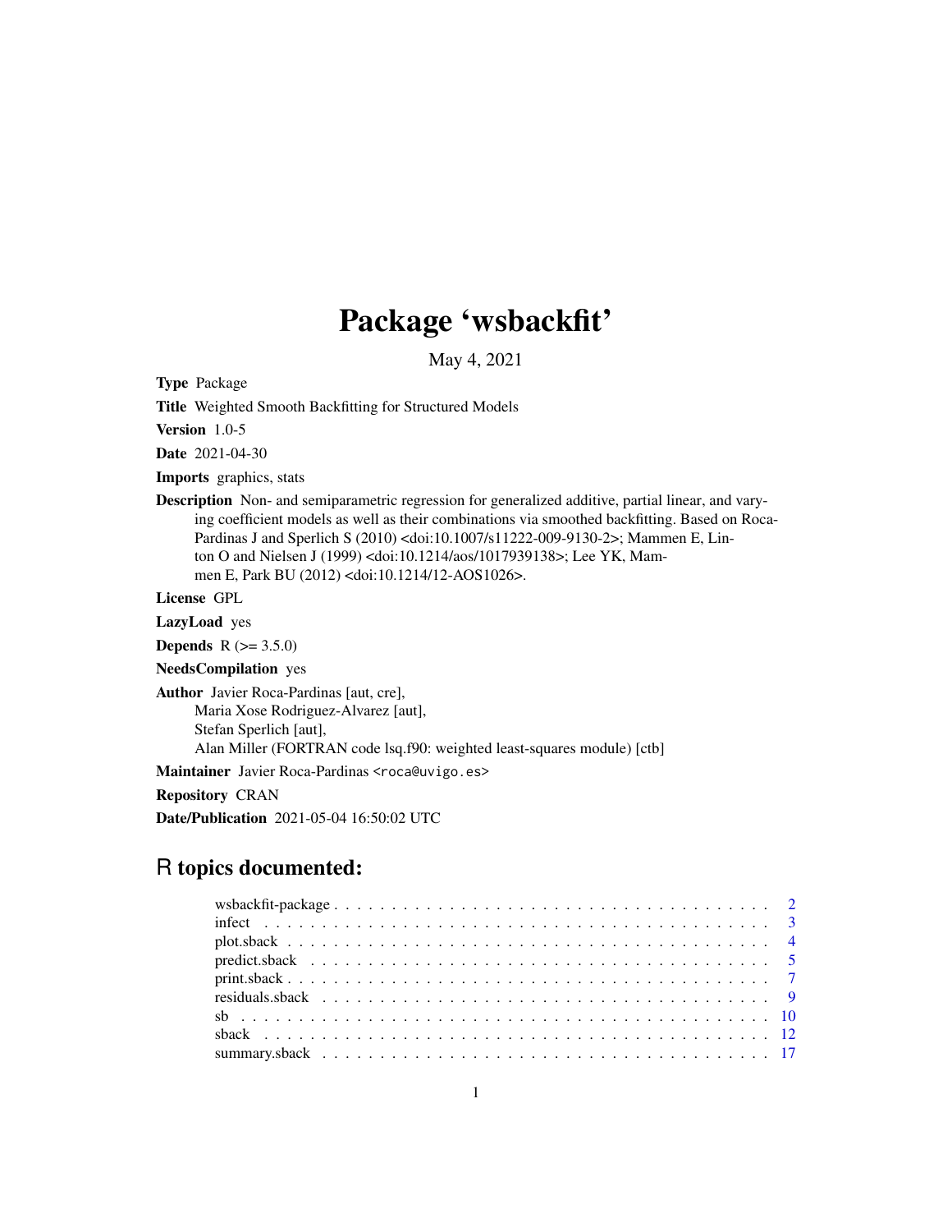# Package 'wsbackfit'

May 4, 2021

**Type** Package

**Title** Weighted Smooth Backfitting for Structured Models

**Version** 1.0-5

**Date** 2021-04-30

**Imports** graphics, stats

**Description** Non- and semiparametric regression for generalized additive, partial linear, and varying coefficient models as well as their combinations via smoothed backfitting. Based on Roca-Pardinas J and Sperlich S (2010) <doi:10.1007/s11222-009-9130-2>; Mammen E, Linton O and Nielsen J (1999) <doi:10.1214/aos/1017939138>; Lee YK, Mammen E, Park BU (2012) <doi:10.1214/12-AOS1026>.

**License** GPL

**LazyLoad** yes

**Depends** R (>= 3.5.0)

**NeedsCompilation** yes

**Author** Javier Roca-Pardinas [aut, cre],
Maria Xose Rodriguez-Alvarez [aut],
Stefan Sperlich [aut],
Alan Miller (FORTRAN code lsq.f90: weighted least-squares module) [ctb]

**Maintainer** Javier Roca-Pardinas <roca@uvigo.es>

**Repository** CRAN

**Date/Publication** 2021-05-04 16:50:02 UTC

## R topics documented:

| | |
|---|---|
| wsbackfit-package | 2 |
| infect | 3 |
| plot.sback | 4 |
| predict.sback | 5 |
| print.sback | 7 |
| residuals.sback | 9 |
| sb | 10 |
| sback | 12 |
| summary.sback | 17 |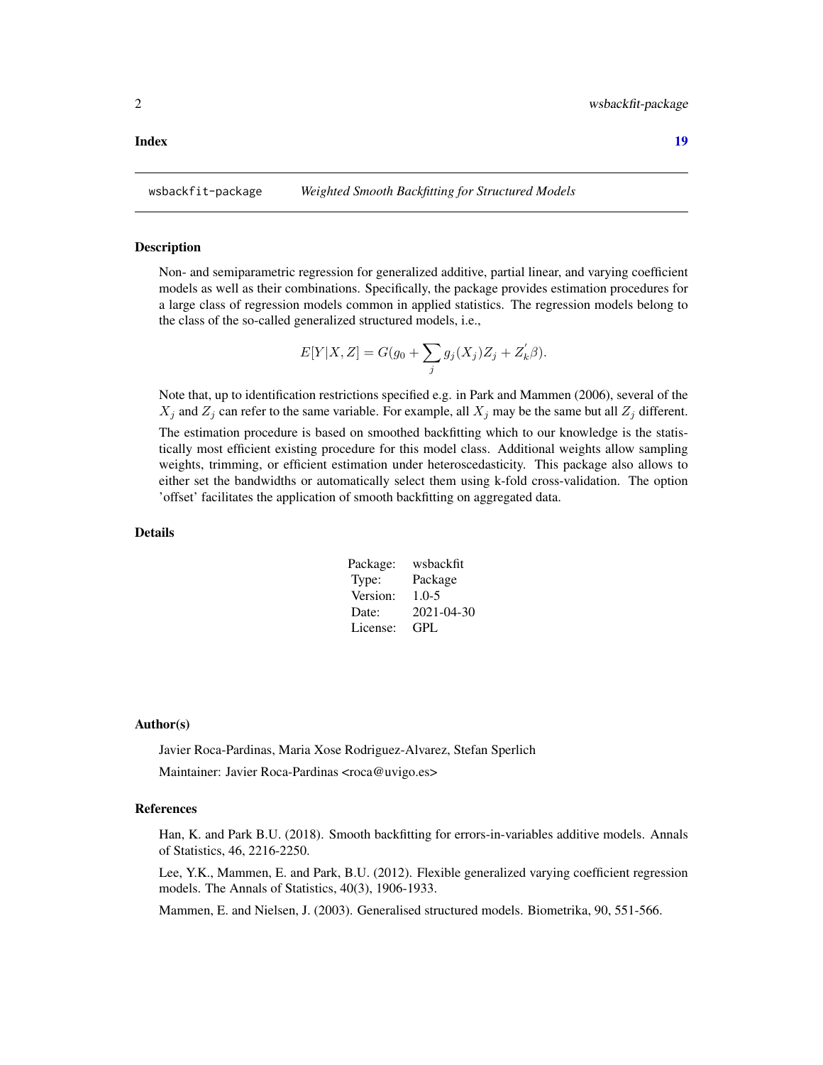**Index** 19

## wsbackfit-package — *Weighted Smooth Backfitting for Structured Models*

### Description

Non- and semiparametric regression for generalized additive, partial linear, and varying coefficient models as well as their combinations. Specifically, the package provides estimation procedures for a large class of regression models common in applied statistics. The regression models belong to the class of the so-called generalized structured models, i.e.,

$$E[Y|X,Z] = G(g_0 + \sum_j g_j(X_j)Z_j + Z_k^{'}\beta).$$

Note that, up to identification restrictions specified e.g. in Park and Mammen (2006), several of the $X_j$ and $Z_j$ can refer to the same variable. For example, all $X_j$ may be the same but all $Z_j$ different.

The estimation procedure is based on smoothed backfitting which to our knowledge is the statistically most efficient existing procedure for this model class. Additional weights allow sampling weights, trimming, or efficient estimation under heteroscedasticity. This package also allows to either set the bandwidths or automatically select them using k-fold cross-validation. The option 'offset' facilitates the application of smooth backfitting on aggregated data.

### Details

| | |
|---|---|
| Package: | wsbackfit |
| Type: | Package |
| Version: | 1.0-5 |
| Date: | 2021-04-30 |
| License: | GPL |

### Author(s)

Javier Roca-Pardinas, Maria Xose Rodriguez-Alvarez, Stefan Sperlich

Maintainer: Javier Roca-Pardinas <roca@uvigo.es>

### References

Han, K. and Park B.U. (2018). Smooth backfitting for errors-in-variables additive models. Annals of Statistics, 46, 2216-2250.

Lee, Y.K., Mammen, E. and Park, B.U. (2012). Flexible generalized varying coefficient regression models. The Annals of Statistics, 40(3), 1906-1933.

Mammen, E. and Nielsen, J. (2003). Generalised structured models. Biometrika, 90, 551-566.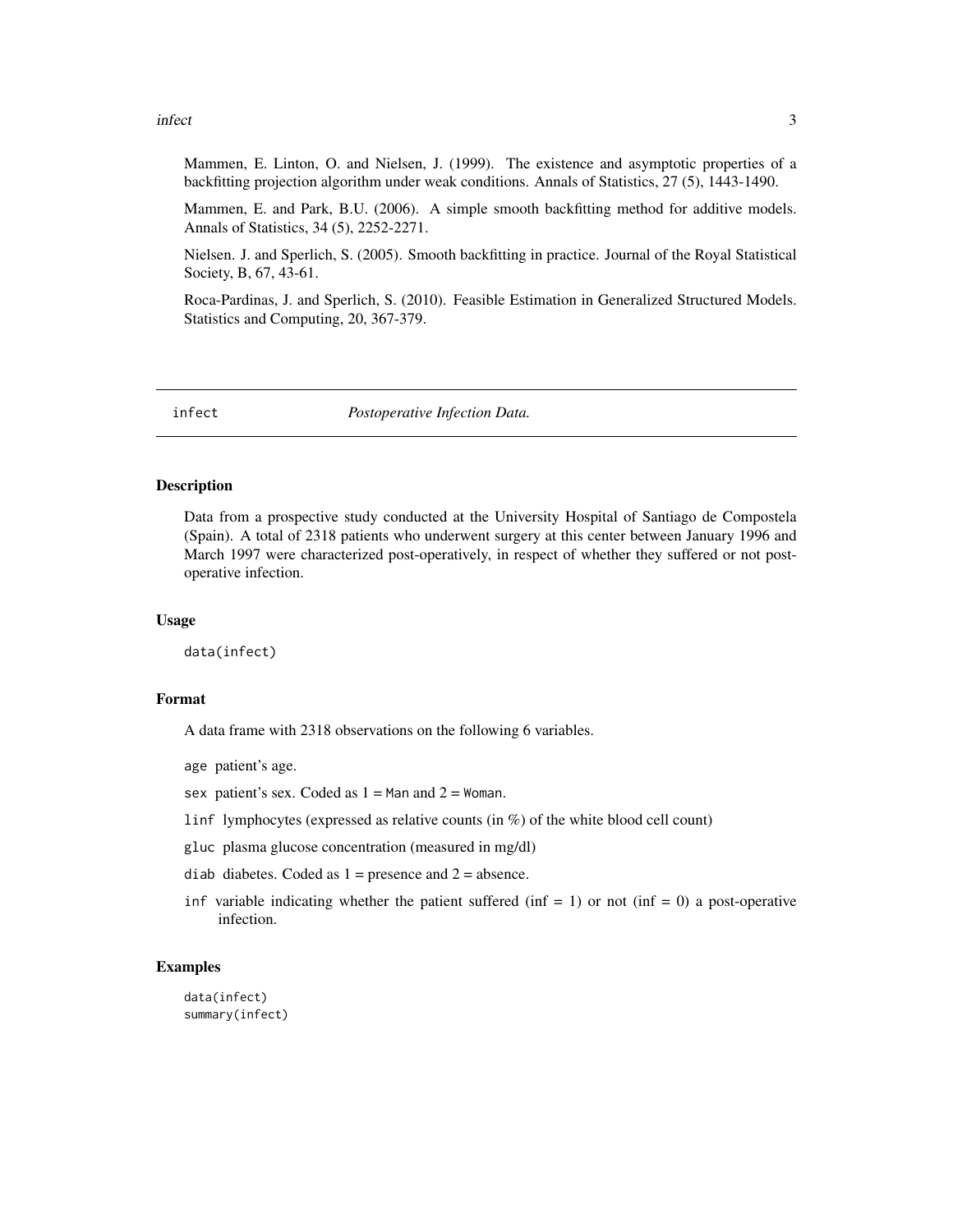Mammen, E. Linton, O. and Nielsen, J. (1999). The existence and asymptotic properties of a backfitting projection algorithm under weak conditions. Annals of Statistics, 27 (5), 1443-1490.

Mammen, E. and Park, B.U. (2006). A simple smooth backfitting method for additive models. Annals of Statistics, 34 (5), 2252-2271.

Nielsen. J. and Sperlich, S. (2005). Smooth backfitting in practice. Journal of the Royal Statistical Society, B, 67, 43-61.

Roca-Pardinas, J. and Sperlich, S. (2010). Feasible Estimation in Generalized Structured Models. Statistics and Computing, 20, 367-379.

---

## infect — *Postoperative Infection Data.*

### Description

Data from a prospective study conducted at the University Hospital of Santiago de Compostela (Spain). A total of 2318 patients who underwent surgery at this center between January 1996 and March 1997 were characterized post-operatively, in respect of whether they suffered or not post-operative infection.

### Usage

```
data(infect)
```

### Format

A data frame with 2318 observations on the following 6 variables.

- `age` patient's age.
- `sex` patient's sex. Coded as 1 = `Man` and 2 = `Woman`.
- `linf` lymphocytes (expressed as relative counts (in %) of the white blood cell count)
- `gluc` plasma glucose concentration (measured in mg/dl)
- `diab` diabetes. Coded as 1 = presence and 2 = absence.
- `inf` variable indicating whether the patient suffered (inf = 1) or not (inf = 0) a post-operative infection.

### Examples

```
data(infect)
summary(infect)
```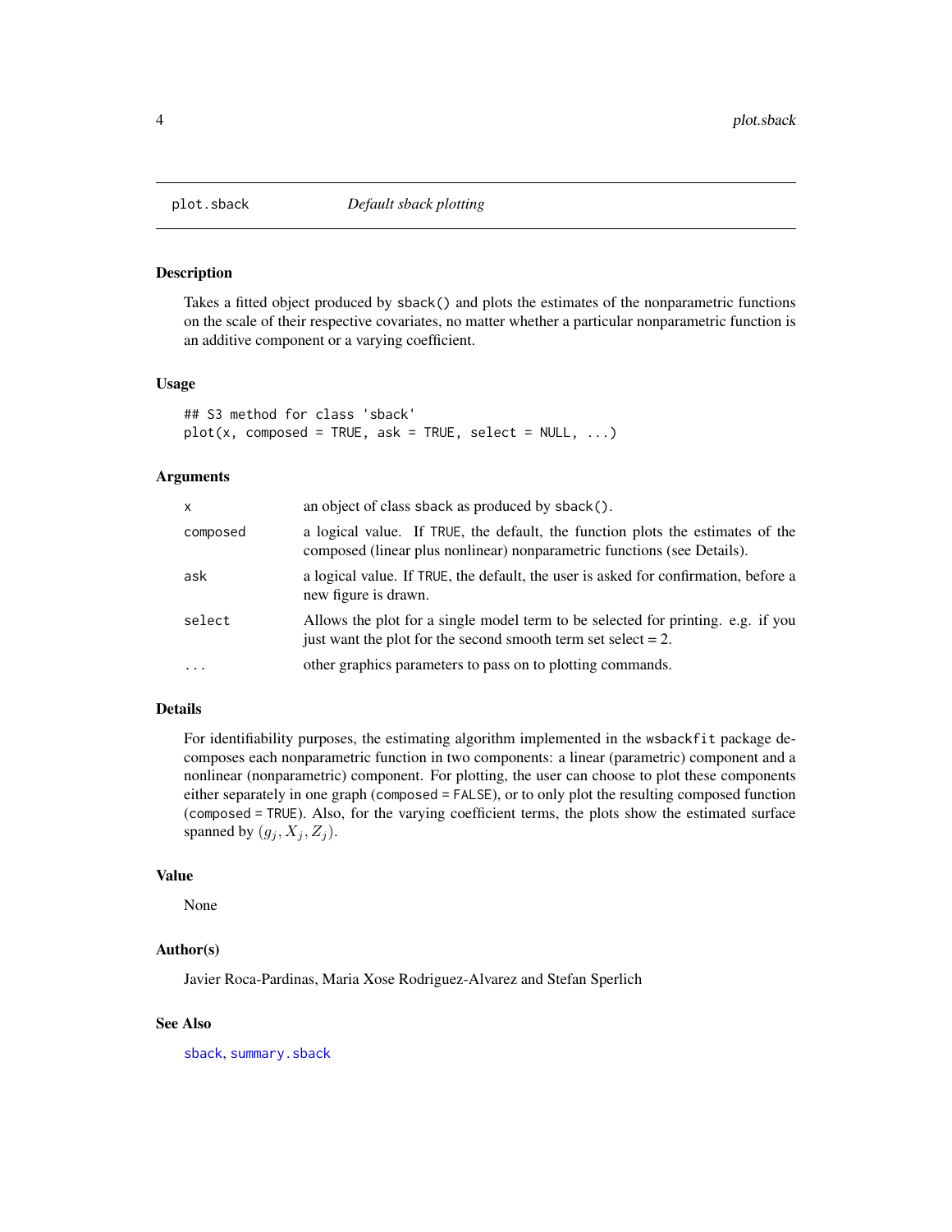plot.sback — *Default sback plotting*

## Description

Takes a fitted object produced by `sback()` and plots the estimates of the nonparametric functions on the scale of their respective covariates, no matter whether a particular nonparametric function is an additive component or a varying coefficient.

## Usage

```
## S3 method for class 'sback'
plot(x, composed = TRUE, ask = TRUE, select = NULL, ...)
```

## Arguments

| | |
|---|---|
| `x` | an object of class `sback` as produced by `sback()`. |
| `composed` | a logical value. If `TRUE`, the default, the function plots the estimates of the composed (linear plus nonlinear) nonparametric functions (see Details). |
| `ask` | a logical value. If `TRUE`, the default, the user is asked for confirmation, before a new figure is drawn. |
| `select` | Allows the plot for a single model term to be selected for printing. e.g. if you just want the plot for the second smooth term set select = 2. |
| `...` | other graphics parameters to pass on to plotting commands. |

## Details

For identifiability purposes, the estimating algorithm implemented in the `wsbackfit` package decomposes each nonparametric function in two components: a linear (parametric) component and a nonlinear (nonparametric) component. For plotting, the user can choose to plot these components either separately in one graph (`composed = FALSE`), or to only plot the resulting composed function (`composed = TRUE`). Also, for the varying coefficient terms, the plots show the estimated surface spanned by $(g_j, X_j, Z_j)$.

## Value

None

## Author(s)

Javier Roca-Pardinas, Maria Xose Rodriguez-Alvarez and Stefan Sperlich

## See Also

`sback`, `summary.sback`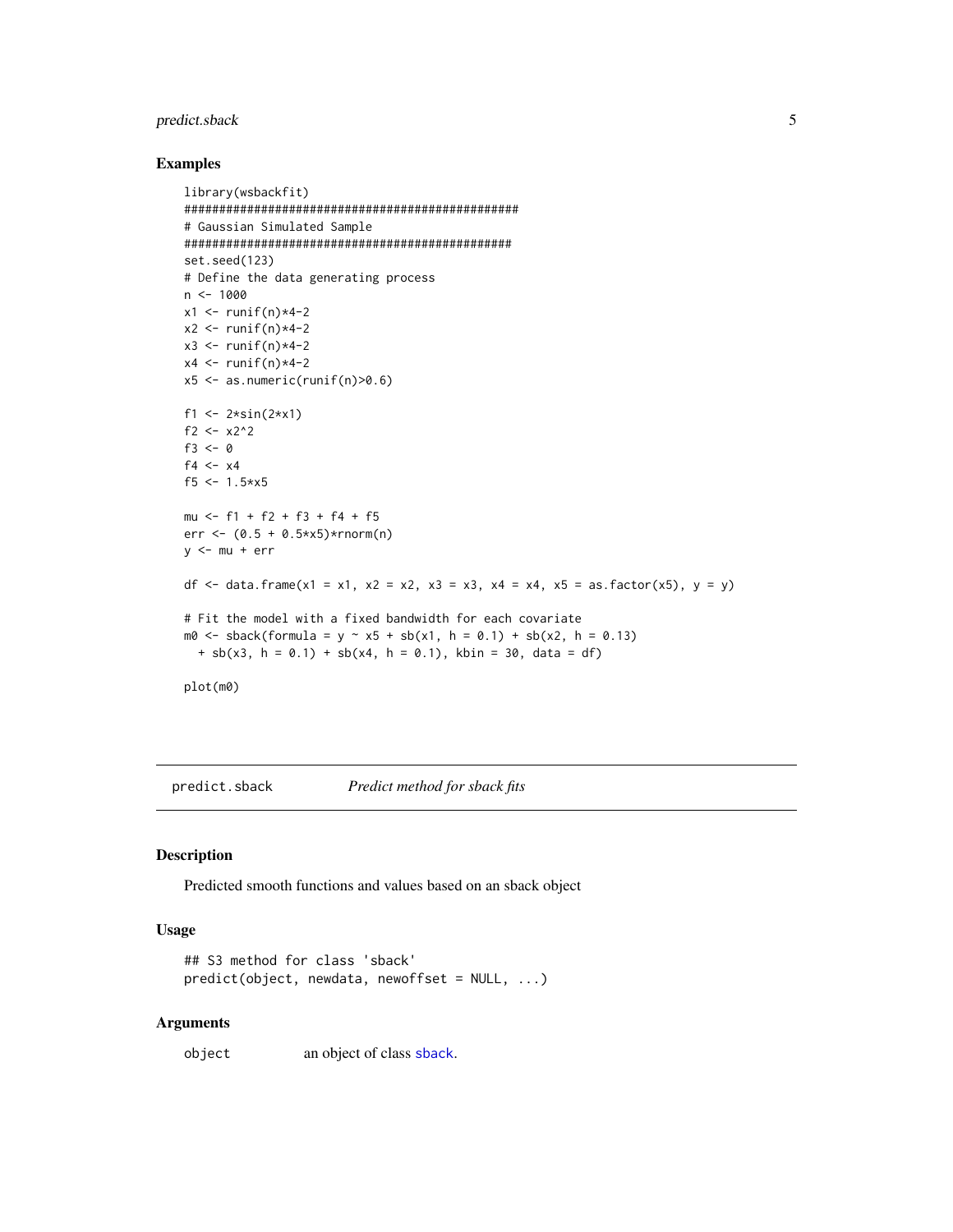### Examples

```
library(wsbackfit)
#################################################
# Gaussian Simulated Sample
###############################################
set.seed(123)
# Define the data generating process
n <- 1000
x1 <- runif(n)*4-2
x2 <- runif(n)*4-2
x3 <- runif(n)*4-2
x4 <- runif(n)*4-2
x5 <- as.numeric(runif(n)>0.6)

f1 <- 2*sin(2*x1)
f2 <- x2^2
f3 <- 0
f4 <- x4
f5 <- 1.5*x5

mu <- f1 + f2 + f3 + f4 + f5
err <- (0.5 + 0.5*x5)*rnorm(n)
y <- mu + err

df <- data.frame(x1 = x1, x2 = x2, x3 = x3, x4 = x4, x5 = as.factor(x5), y = y)

# Fit the model with a fixed bandwidth for each covariate
m0 <- sback(formula = y ~ x5 + sb(x1, h = 0.1) + sb(x2, h = 0.13)
  + sb(x3, h = 0.1) + sb(x4, h = 0.1), kbin = 30, data = df)

plot(m0)
```

## predict.sback *Predict method for sback fits*

### Description

Predicted smooth functions and values based on an sback object

### Usage

```
## S3 method for class 'sback'
predict(object, newdata, newoffset = NULL, ...)
```

### Arguments

| | |
|---|---|
| object | an object of class sback. |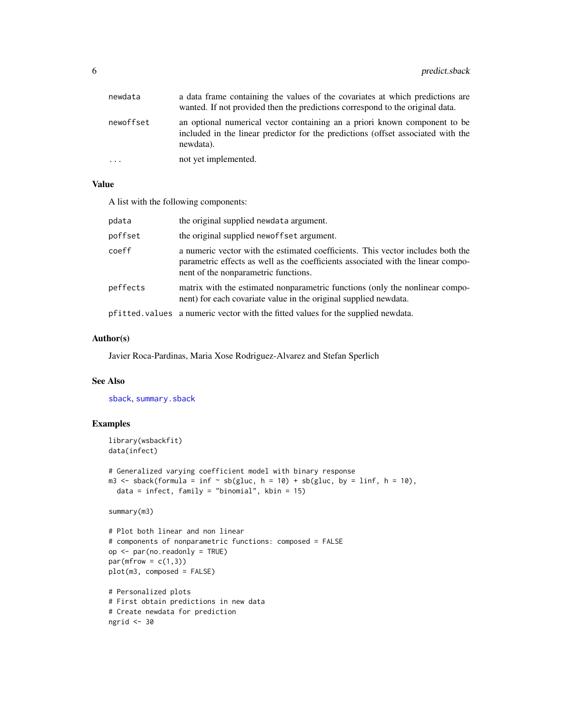| | |
|---|---|
| newdata | a data frame containing the values of the covariates at which predictions are wanted. If not provided then the predictions correspond to the original data. |
| newoffset | an optional numerical vector containing an a priori known component to be included in the linear predictor for the predictions (offset associated with the newdata). |
| ... | not yet implemented. |

## Value

A list with the following components:

| | |
|---|---|
| pdata | the original supplied newdata argument. |
| poffset | the original supplied newoffset argument. |
| coeff | a numeric vector with the estimated coefficients. This vector includes both the parametric effects as well as the coefficients associated with the linear component of the nonparametric functions. |
| peffects | matrix with the estimated nonparametric functions (only the nonlinear component) for each covariate value in the original supplied newdata. |
| pfitted.values | a numeric vector with the fitted values for the supplied newdata. |

## Author(s)

Javier Roca-Pardinas, Maria Xose Rodriguez-Alvarez and Stefan Sperlich

## See Also

sback, summary.sback

## Examples

```
library(wsbackfit)
data(infect)

# Generalized varying coefficient model with binary response
m3 <- sback(formula = inf ~ sb(gluc, h = 10) + sb(gluc, by = linf, h = 10),
  data = infect, family = "binomial", kbin = 15)

summary(m3)

# Plot both linear and non linear
# components of nonparametric functions: composed = FALSE
op <- par(no.readonly = TRUE)
par(mfrow = c(1,3))
plot(m3, composed = FALSE)

# Personalized plots
# First obtain predictions in new data
# Create newdata for prediction
ngrid <- 30
```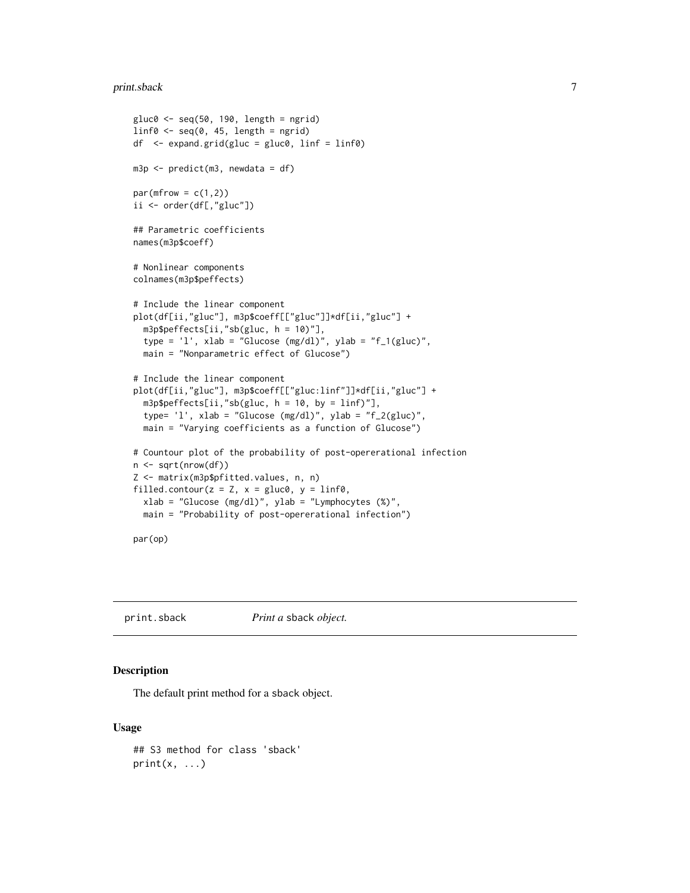```
gluc0 <- seq(50, 190, length = ngrid)
linf0 <- seq(0, 45, length = ngrid)
df  <- expand.grid(gluc = gluc0, linf = linf0)

m3p <- predict(m3, newdata = df)

par(mfrow = c(1,2))
ii <- order(df[,"gluc"])

## Parametric coefficients
names(m3p$coeff)

# Nonlinear components
colnames(m3p$peffects)

# Include the linear component
plot(df[ii,"gluc"], m3p$coeff[["gluc"]]*df[ii,"gluc"] +
  m3p$peffects[ii,"sb(gluc, h = 10)"],
  type = 'l', xlab = "Glucose (mg/dl)", ylab = "f_1(gluc)",
  main = "Nonparametric effect of Glucose")

# Include the linear component
plot(df[ii,"gluc"], m3p$coeff[["gluc:linf"]]*df[ii,"gluc"] +
  m3p$peffects[ii,"sb(gluc, h = 10, by = linf)"],
  type= 'l', xlab = "Glucose (mg/dl)", ylab = "f_2(gluc)",
  main = "Varying coefficients as a function of Glucose")

# Countour plot of the probability of post-opererational infection
n <- sqrt(nrow(df))
Z <- matrix(m3p$pfitted.values, n, n)
filled.contour(z = Z, x = gluc0, y = linf0,
  xlab = "Glucose (mg/dl)", ylab = "Lymphocytes (%)",
  main = "Probability of post-opererational infection")

par(op)
```

## print.sback *Print a* sback *object.*

### Description

The default print method for a sback object.

### Usage

```
## S3 method for class 'sback'
print(x, ...)
```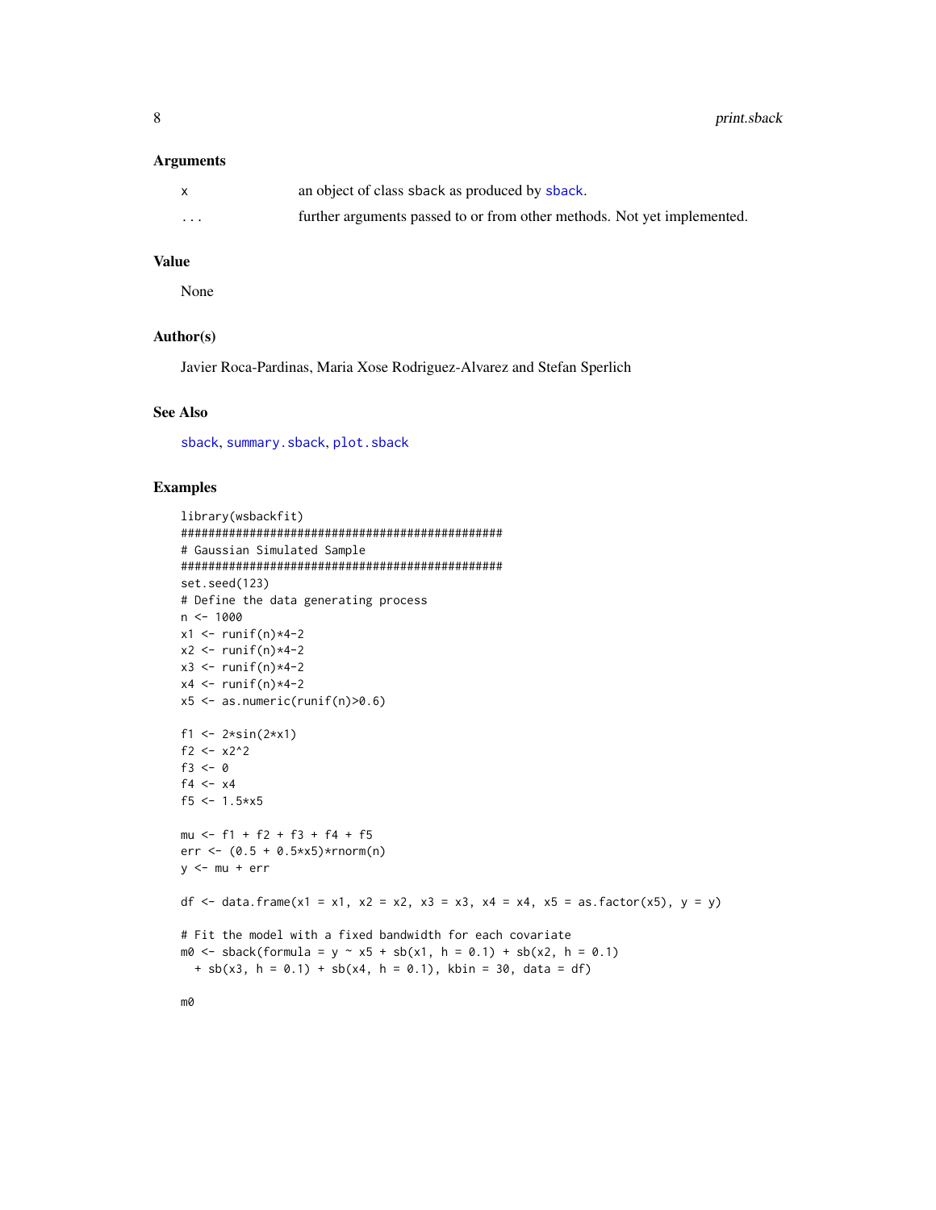### Arguments

| | |
|---|---|
| `x` | an object of class `sback` as produced by `sback`. |
| `...` | further arguments passed to or from other methods. Not yet implemented. |

### Value

None

### Author(s)

Javier Roca-Pardinas, Maria Xose Rodriguez-Alvarez and Stefan Sperlich

### See Also

`sback`, `summary.sback`, `plot.sback`

### Examples

```
library(wsbackfit)
###############################################
# Gaussian Simulated Sample
###############################################
set.seed(123)
# Define the data generating process
n <- 1000
x1 <- runif(n)*4-2
x2 <- runif(n)*4-2
x3 <- runif(n)*4-2
x4 <- runif(n)*4-2
x5 <- as.numeric(runif(n)>0.6)

f1 <- 2*sin(2*x1)
f2 <- x2^2
f3 <- 0
f4 <- x4
f5 <- 1.5*x5

mu <- f1 + f2 + f3 + f4 + f5
err <- (0.5 + 0.5*x5)*rnorm(n)
y <- mu + err

df <- data.frame(x1 = x1, x2 = x2, x3 = x3, x4 = x4, x5 = as.factor(x5), y = y)

# Fit the model with a fixed bandwidth for each covariate
m0 <- sback(formula = y ~ x5 + sb(x1, h = 0.1) + sb(x2, h = 0.1)
  + sb(x3, h = 0.1) + sb(x4, h = 0.1), kbin = 30, data = df)

m0
```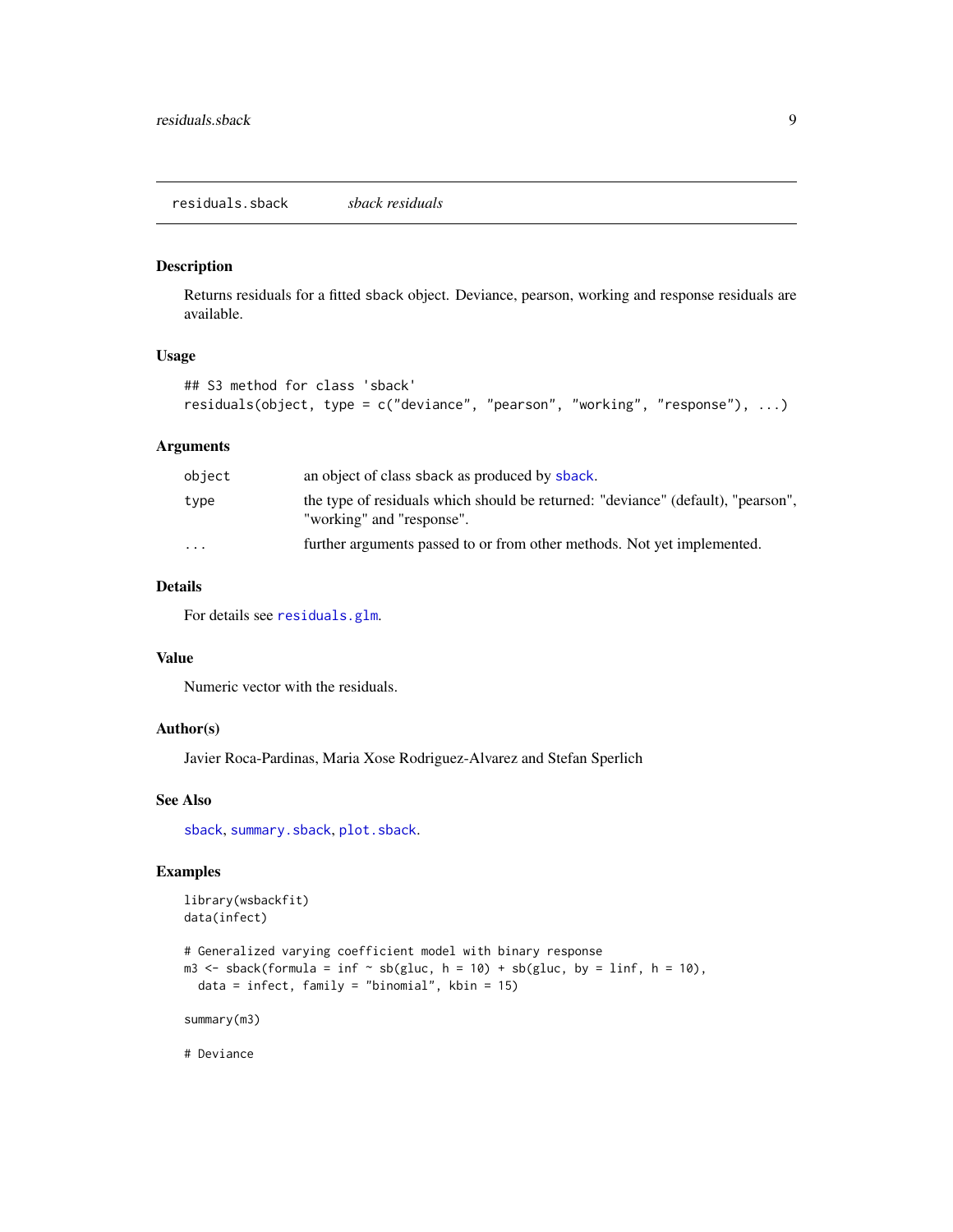`residuals.sback` *sback residuals*

## Description

Returns residuals for a fitted sback object. Deviance, pearson, working and response residuals are available.

## Usage

```
## S3 method for class 'sback'
residuals(object, type = c("deviance", "pearson", "working", "response"), ...)
```

## Arguments

| | |
|---|---|
| `object` | an object of class sback as produced by `sback`. |
| `type` | the type of residuals which should be returned: "deviance" (default), "pearson", "working" and "response". |
| `...` | further arguments passed to or from other methods. Not yet implemented. |

## Details

For details see `residuals.glm`.

## Value

Numeric vector with the residuals.

## Author(s)

Javier Roca-Pardinas, Maria Xose Rodriguez-Alvarez and Stefan Sperlich

## See Also

`sback`, `summary.sback`, `plot.sback`.

## Examples

```
library(wsbackfit)
data(infect)

# Generalized varying coefficient model with binary response
m3 <- sback(formula = inf ~ sb(gluc, h = 10) + sb(gluc, by = linf, h = 10),
  data = infect, family = "binomial", kbin = 15)

summary(m3)

# Deviance
```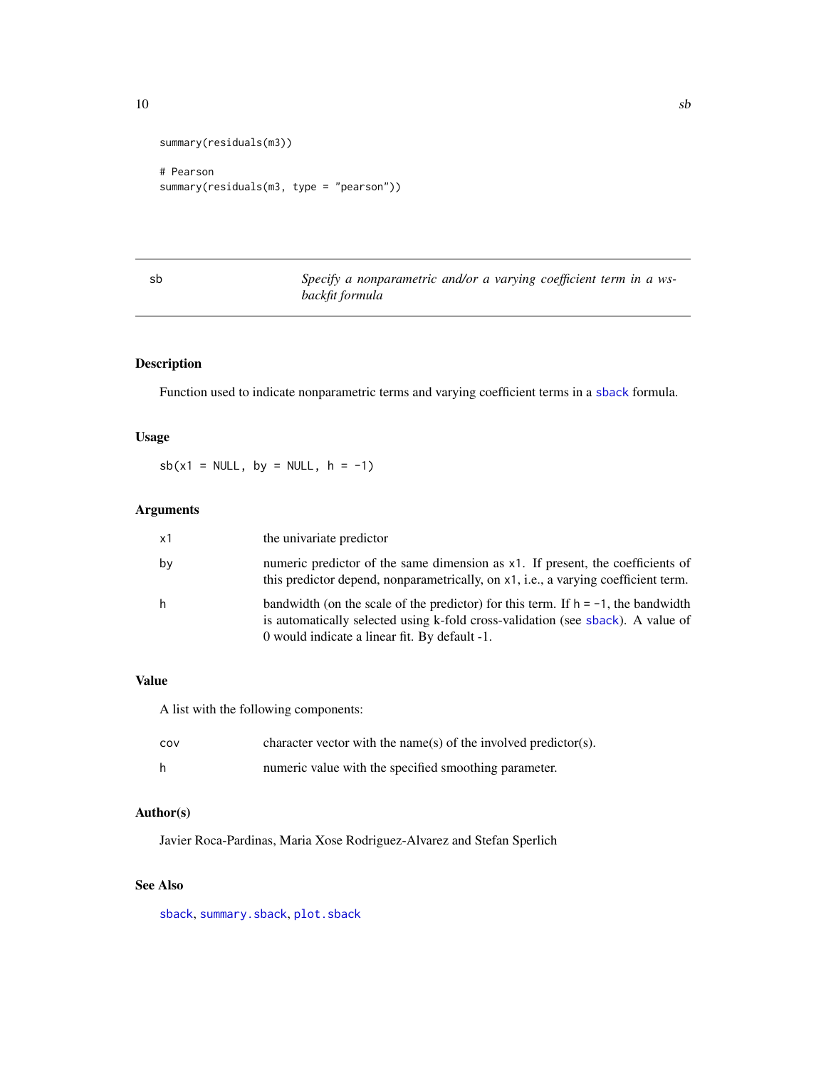```
summary(residuals(m3))

# Pearson
summary(residuals(m3, type = "pearson"))
```

## sb — *Specify a nonparametric and/or a varying coefficient term in a wsbackfit formula*

### Description

Function used to indicate nonparametric terms and varying coefficient terms in a `sback` formula.

### Usage

```
sb(x1 = NULL, by = NULL, h = -1)
```

### Arguments

| | |
|---|---|
| `x1` | the univariate predictor |
| `by` | numeric predictor of the same dimension as `x1`. If present, the coefficients of this predictor depend, nonparametrically, on `x1`, i.e., a varying coefficient term. |
| `h` | bandwidth (on the scale of the predictor) for this term. If `h = -1`, the bandwidth is automatically selected using k-fold cross-validation (see `sback`). A value of 0 would indicate a linear fit. By default -1. |

### Value

A list with the following components:

| | |
|---|---|
| `cov` | character vector with the name(s) of the involved predictor(s). |
| `h` | numeric value with the specified smoothing parameter. |

### Author(s)

Javier Roca-Pardinas, Maria Xose Rodriguez-Alvarez and Stefan Sperlich

### See Also

`sback`, `summary.sback`, `plot.sback`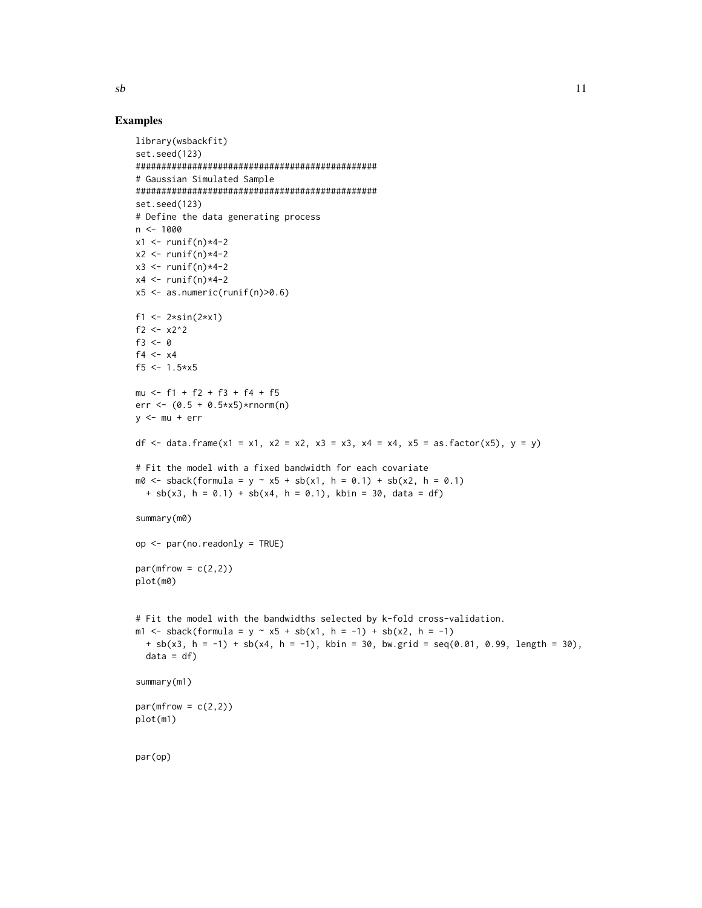## Examples

```
library(wsbackfit)
set.seed(123)
################################################
# Gaussian Simulated Sample
################################################
set.seed(123)
# Define the data generating process
n <- 1000
x1 <- runif(n)*4-2
x2 <- runif(n)*4-2
x3 <- runif(n)*4-2
x4 <- runif(n)*4-2
x5 <- as.numeric(runif(n)>0.6)

f1 <- 2*sin(2*x1)
f2 <- x2^2
f3 <- 0
f4 <- x4
f5 <- 1.5*x5

mu <- f1 + f2 + f3 + f4 + f5
err <- (0.5 + 0.5*x5)*rnorm(n)
y <- mu + err

df <- data.frame(x1 = x1, x2 = x2, x3 = x3, x4 = x4, x5 = as.factor(x5), y = y)

# Fit the model with a fixed bandwidth for each covariate
m0 <- sback(formula = y ~ x5 + sb(x1, h = 0.1) + sb(x2, h = 0.1)
  + sb(x3, h = 0.1) + sb(x4, h = 0.1), kbin = 30, data = df)

summary(m0)

op <- par(no.readonly = TRUE)

par(mfrow = c(2,2))
plot(m0)


# Fit the model with the bandwidths selected by k-fold cross-validation.
m1 <- sback(formula = y ~ x5 + sb(x1, h = -1) + sb(x2, h = -1)
  + sb(x3, h = -1) + sb(x4, h = -1), kbin = 30, bw.grid = seq(0.01, 0.99, length = 30),
  data = df)

summary(m1)

par(mfrow = c(2,2))
plot(m1)


par(op)
```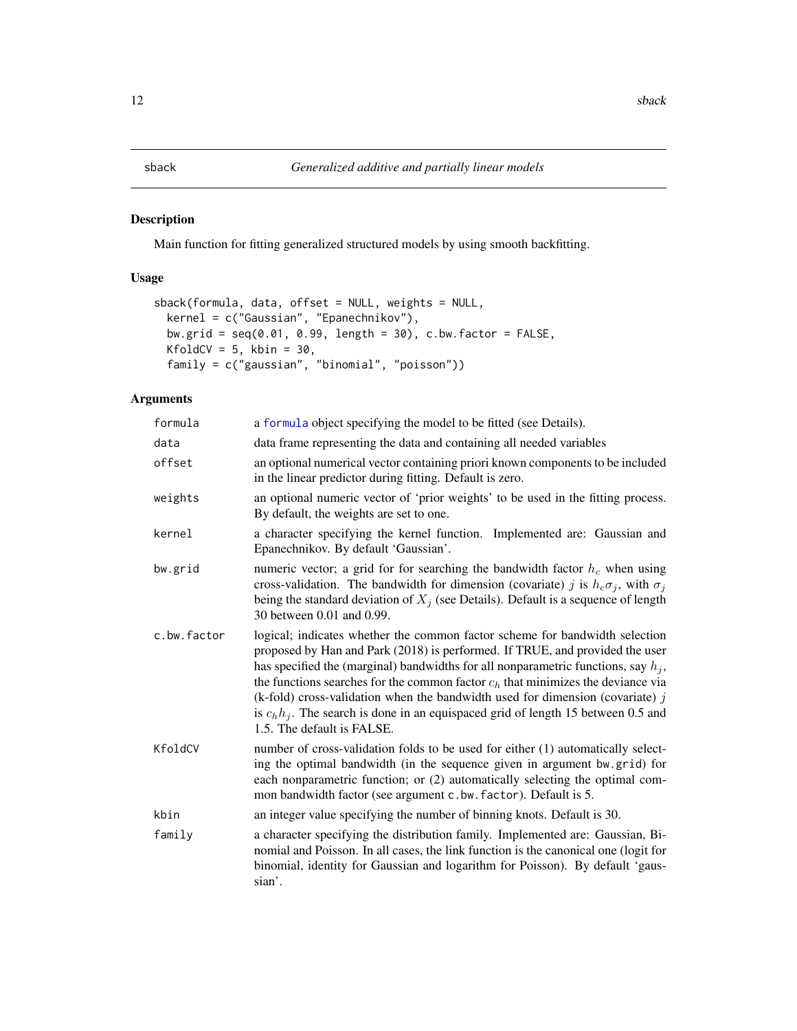# sback — Generalized additive and partially linear models

## Description

Main function for fitting generalized structured models by using smooth backfitting.

## Usage

```
sback(formula, data, offset = NULL, weights = NULL,
  kernel = c("Gaussian", "Epanechnikov"),
  bw.grid = seq(0.01, 0.99, length = 30), c.bw.factor = FALSE,
  KfoldCV = 5, kbin = 30,
  family = c("gaussian", "binomial", "poisson"))
```

## Arguments

| | |
|---|---|
| formula | a formula object specifying the model to be fitted (see Details). |
| data | data frame representing the data and containing all needed variables |
| offset | an optional numerical vector containing priori known components to be included in the linear predictor during fitting. Default is zero. |
| weights | an optional numeric vector of 'prior weights' to be used in the fitting process. By default, the weights are set to one. |
| kernel | a character specifying the kernel function. Implemented are: Gaussian and Epanechnikov. By default 'Gaussian'. |
| bw.grid | numeric vector; a grid for for searching the bandwidth factor $h_c$ when using cross-validation. The bandwidth for dimension (covariate) $j$ is $h_c \sigma_j$, with $\sigma_j$ being the standard deviation of $X_j$ (see Details). Default is a sequence of length 30 between 0.01 and 0.99. |
| c.bw.factor | logical; indicates whether the common factor scheme for bandwidth selection proposed by Han and Park (2018) is performed. If TRUE, and provided the user has specified the (marginal) bandwidths for all nonparametric functions, say $h_j$, the functions searches for the common factor $c_h$ that minimizes the deviance via (k-fold) cross-validation when the bandwidth used for dimension (covariate) $j$ is $c_h h_j$. The search is done in an equispaced grid of length 15 between 0.5 and 1.5. The default is FALSE. |
| KfoldCV | number of cross-validation folds to be used for either (1) automatically selecting the optimal bandwidth (in the sequence given in argument bw.grid) for each nonparametric function; or (2) automatically selecting the optimal common bandwidth factor (see argument c.bw.factor). Default is 5. |
| kbin | an integer value specifying the number of binning knots. Default is 30. |
| family | a character specifying the distribution family. Implemented are: Gaussian, Binomial and Poisson. In all cases, the link function is the canonical one (logit for binomial, identity for Gaussian and logarithm for Poisson). By default 'gaussian'. |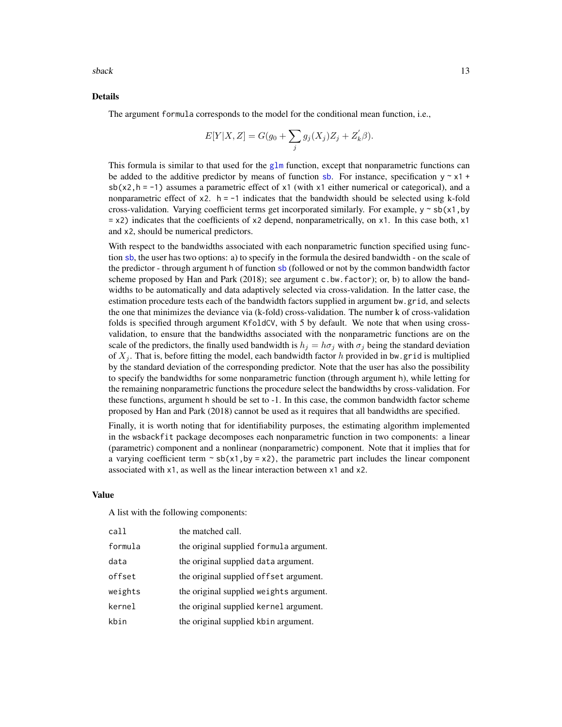## Details

The argument `formula` corresponds to the model for the conditional mean function, i.e.,

$$E[Y|X, Z] = G(g_0 + \sum_j g_j(X_j)Z_j + Z_k'\beta).$$

This formula is similar to that used for the `glm` function, except that nonparametric functions can be added to the additive predictor by means of function `sb`. For instance, specification `y ~ x1 + sb(x2,h = -1)` assumes a parametric effect of `x1` (with `x1` either numerical or categorical), and a nonparametric effect of `x2`. `h = -1` indicates that the bandwidth should be selected using k-fold cross-validation. Varying coefficient terms get incorporated similarly. For example, `y ~ sb(x1,by = x2)` indicates that the coefficients of `x2` depend, nonparametrically, on `x1`. In this case both, `x1` and `x2`, should be numerical predictors.

With respect to the bandwidths associated with each nonparametric function specified using function `sb`, the user has two options: a) to specify in the formula the desired bandwidth - on the scale of the predictor - through argument `h` of function `sb` (followed or not by the common bandwidth factor scheme proposed by Han and Park (2018); see argument `c.bw.factor`); or, b) to allow the bandwidths to be automatically and data adaptively selected via cross-validation. In the latter case, the estimation procedure tests each of the bandwidth factors supplied in argument `bw.grid`, and selects the one that minimizes the deviance via (k-fold) cross-validation. The number k of cross-validation folds is specified through argument `KfoldCV`, with 5 by default. We note that when using cross-validation, to ensure that the bandwidths associated with the nonparametric functions are on the scale of the predictors, the finally used bandwidth is $h_j = h\sigma_j$ with $\sigma_j$ being the standard deviation of $X_j$. That is, before fitting the model, each bandwidth factor $h$ provided in `bw.grid` is multiplied by the standard deviation of the corresponding predictor. Note that the user has also the possibility to specify the bandwidths for some nonparametric function (through argument `h`), while letting for the remaining nonparametric functions the procedure select the bandwidths by cross-validation. For these functions, argument `h` should be set to -1. In this case, the common bandwidth factor scheme proposed by Han and Park (2018) cannot be used as it requires that all bandwidths are specified.

Finally, it is worth noting that for identifiability purposes, the estimating algorithm implemented in the `wsbackfit` package decomposes each nonparametric function in two components: a linear (parametric) component and a nonlinear (nonparametric) component. Note that it implies that for a varying coefficient term `~ sb(x1,by = x2)`, the parametric part includes the linear component associated with `x1`, as well as the linear interaction between `x1` and `x2`.

## Value

A list with the following components:

| | |
|---|---|
| `call` | the matched call. |
| `formula` | the original supplied `formula` argument. |
| `data` | the original supplied `data` argument. |
| `offset` | the original supplied `offset` argument. |
| `weights` | the original supplied `weights` argument. |
| `kernel` | the original supplied `kernel` argument. |
| `kbin` | the original supplied `kbin` argument. |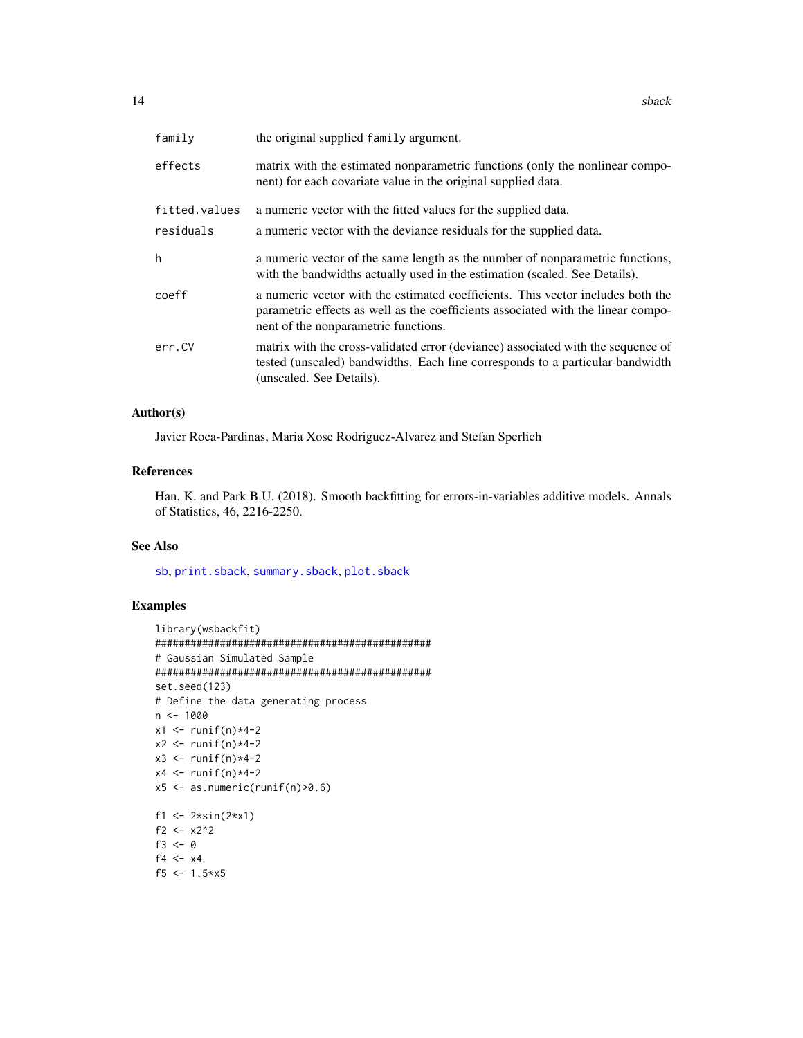| | |
|---|---|
| family | the original supplied family argument. |
| effects | matrix with the estimated nonparametric functions (only the nonlinear component) for each covariate value in the original supplied data. |
| fitted.values | a numeric vector with the fitted values for the supplied data. |
| residuals | a numeric vector with the deviance residuals for the supplied data. |
| h | a numeric vector of the same length as the number of nonparametric functions, with the bandwidths actually used in the estimation (scaled. See Details). |
| coeff | a numeric vector with the estimated coefficients. This vector includes both the parametric effects as well as the coefficients associated with the linear component of the nonparametric functions. |
| err.CV | matrix with the cross-validated error (deviance) associated with the sequence of tested (unscaled) bandwidths. Each line corresponds to a particular bandwidth (unscaled. See Details). |

### Author(s)

Javier Roca-Pardinas, Maria Xose Rodriguez-Alvarez and Stefan Sperlich

### References

Han, K. and Park B.U. (2018). Smooth backfitting for errors-in-variables additive models. Annals of Statistics, 46, 2216-2250.

### See Also

sb, print.sback, summary.sback, plot.sback

### Examples

```
library(wsbackfit)
###############################################
# Gaussian Simulated Sample
###############################################
set.seed(123)
# Define the data generating process
n <- 1000
x1 <- runif(n)*4-2
x2 <- runif(n)*4-2
x3 <- runif(n)*4-2
x4 <- runif(n)*4-2
x5 <- as.numeric(runif(n)>0.6)

f1 <- 2*sin(2*x1)
f2 <- x2^2
f3 <- 0
f4 <- x4
f5 <- 1.5*x5
```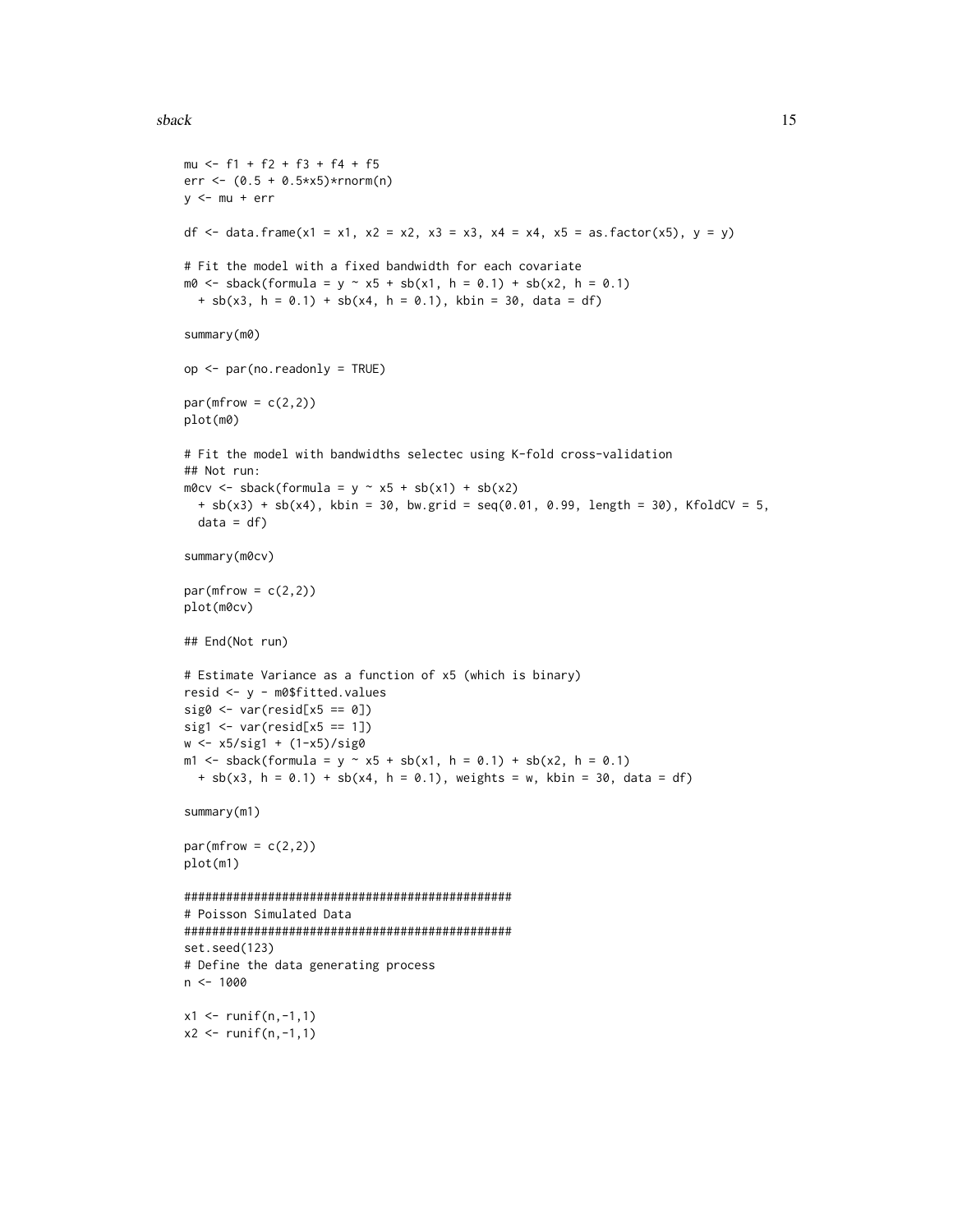```
mu <- f1 + f2 + f3 + f4 + f5
err <- (0.5 + 0.5*x5)*rnorm(n)
y <- mu + err

df <- data.frame(x1 = x1, x2 = x2, x3 = x3, x4 = x4, x5 = as.factor(x5), y = y)

# Fit the model with a fixed bandwidth for each covariate
m0 <- sback(formula = y ~ x5 + sb(x1, h = 0.1) + sb(x2, h = 0.1)
  + sb(x3, h = 0.1) + sb(x4, h = 0.1), kbin = 30, data = df)

summary(m0)

op <- par(no.readonly = TRUE)

par(mfrow = c(2,2))
plot(m0)

# Fit the model with bandwidths selectec using K-fold cross-validation
## Not run:
m0cv <- sback(formula = y ~ x5 + sb(x1) + sb(x2)
  + sb(x3) + sb(x4), kbin = 30, bw.grid = seq(0.01, 0.99, length = 30), KfoldCV = 5,
  data = df)

summary(m0cv)

par(mfrow = c(2,2))
plot(m0cv)

## End(Not run)

# Estimate Variance as a function of x5 (which is binary)
resid <- y - m0$fitted.values
sig0 <- var(resid[x5 == 0])
sig1 <- var(resid[x5 == 1])
w <- x5/sig1 + (1-x5)/sig0
m1 <- sback(formula = y ~ x5 + sb(x1, h = 0.1) + sb(x2, h = 0.1)
  + sb(x3, h = 0.1) + sb(x4, h = 0.1), weights = w, kbin = 30, data = df)

summary(m1)

par(mfrow = c(2,2))
plot(m1)

################################################
# Poisson Simulated Data
################################################
set.seed(123)
# Define the data generating process
n <- 1000

x1 <- runif(n,-1,1)
x2 <- runif(n,-1,1)
```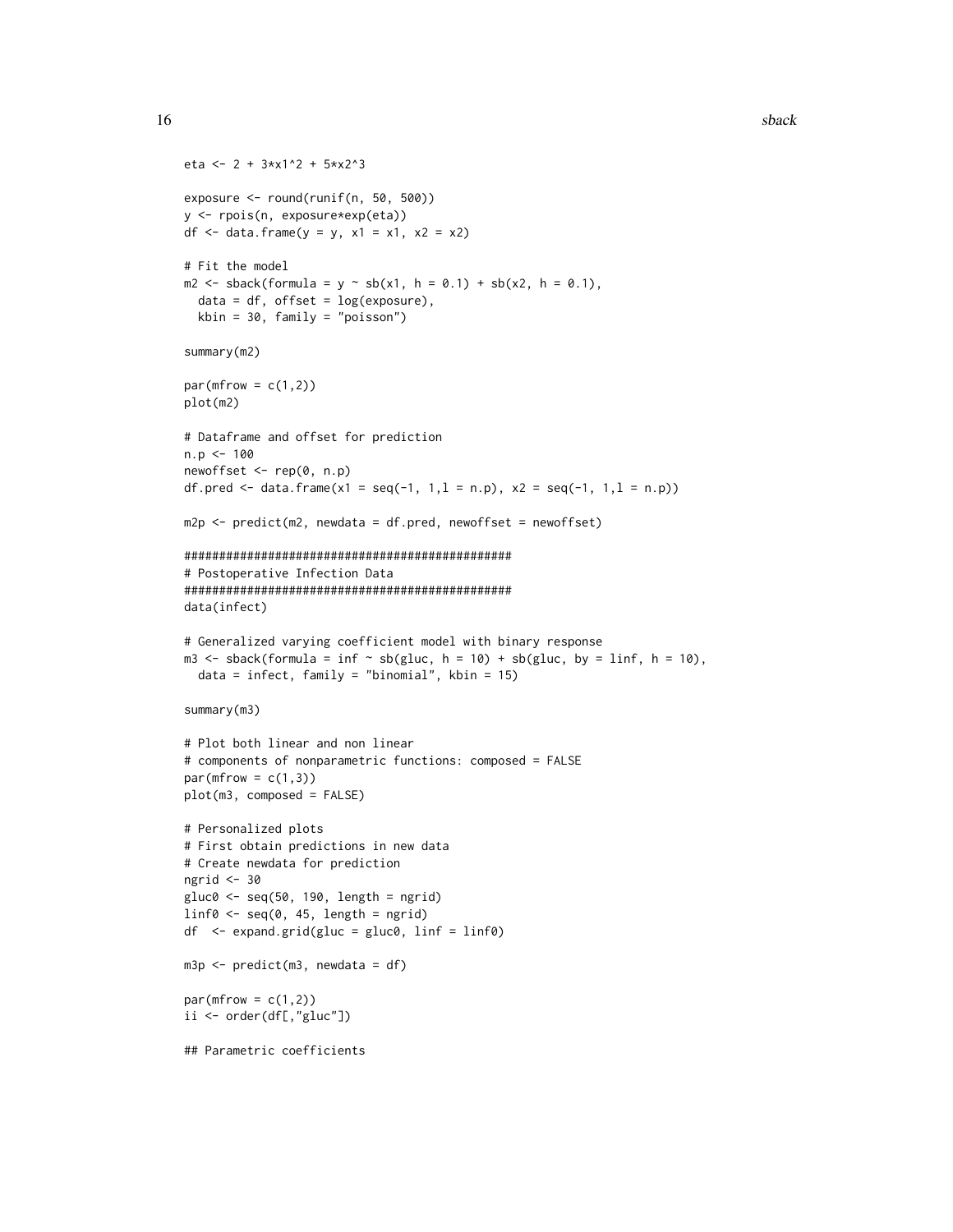```
eta <- 2 + 3*x1^2 + 5*x2^3

exposure <- round(runif(n, 50, 500))
y <- rpois(n, exposure*exp(eta))
df <- data.frame(y = y, x1 = x1, x2 = x2)

# Fit the model
m2 <- sback(formula = y ~ sb(x1, h = 0.1) + sb(x2, h = 0.1),
  data = df, offset = log(exposure),
  kbin = 30, family = "poisson")

summary(m2)

par(mfrow = c(1,2))
plot(m2)

# Dataframe and offset for prediction
n.p <- 100
newoffset <- rep(0, n.p)
df.pred <- data.frame(x1 = seq(-1, 1,l = n.p), x2 = seq(-1, 1,l = n.p))

m2p <- predict(m2, newdata = df.pred, newoffset = newoffset)

################################################
# Postoperative Infection Data
################################################
data(infect)

# Generalized varying coefficient model with binary response
m3 <- sback(formula = inf ~ sb(gluc, h = 10) + sb(gluc, by = linf, h = 10),
  data = infect, family = "binomial", kbin = 15)

summary(m3)

# Plot both linear and non linear
# components of nonparametric functions: composed = FALSE
par(mfrow = c(1,3))
plot(m3, composed = FALSE)

# Personalized plots
# First obtain predictions in new data
# Create newdata for prediction
ngrid <- 30
gluc0 <- seq(50, 190, length = ngrid)
linf0 <- seq(0, 45, length = ngrid)
df  <- expand.grid(gluc = gluc0, linf = linf0)

m3p <- predict(m3, newdata = df)

par(mfrow = c(1,2))
ii <- order(df[,"gluc"])

## Parametric coefficients
```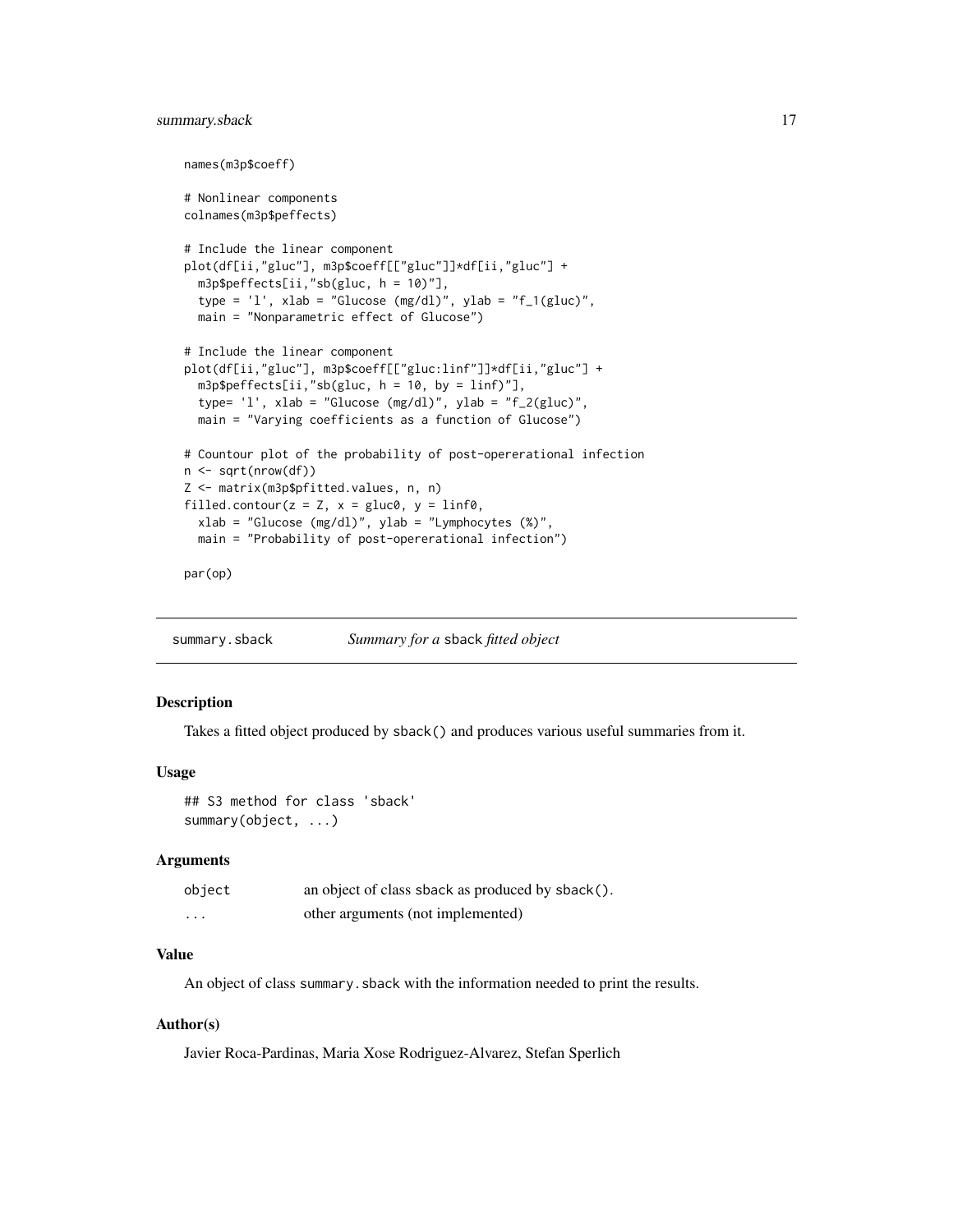```
names(m3p$coeff)

# Nonlinear components
colnames(m3p$peffects)

# Include the linear component
plot(df[ii,"gluc"], m3p$coeff[["gluc"]]*df[ii,"gluc"] +
  m3p$peffects[ii,"sb(gluc, h = 10)"],
  type = 'l', xlab = "Glucose (mg/dl)", ylab = "f_1(gluc)",
  main = "Nonparametric effect of Glucose")

# Include the linear component
plot(df[ii,"gluc"], m3p$coeff[["gluc:linf"]]*df[ii,"gluc"] +
  m3p$peffects[ii,"sb(gluc, h = 10, by = linf)"],
  type= 'l', xlab = "Glucose (mg/dl)", ylab = "f_2(gluc)",
  main = "Varying coefficients as a function of Glucose")

# Countour plot of the probability of post-opererational infection
n <- sqrt(nrow(df))
Z <- matrix(m3p$pfitted.values, n, n)
filled.contour(z = Z, x = gluc0, y = linf0,
  xlab = "Glucose (mg/dl)", ylab = "Lymphocytes (%)",
  main = "Probability of post-opererational infection")

par(op)
```

## summary.sback — *Summary for a* sback *fitted object*

### Description

Takes a fitted object produced by `sback()` and produces various useful summaries from it.

### Usage

```
## S3 method for class 'sback'
summary(object, ...)
```

### Arguments

| | |
|---|---|
| `object` | an object of class sback as produced by `sback()`. |
| `...` | other arguments (not implemented) |

### Value

An object of class `summary.sback` with the information needed to print the results.

### Author(s)

Javier Roca-Pardinas, Maria Xose Rodriguez-Alvarez, Stefan Sperlich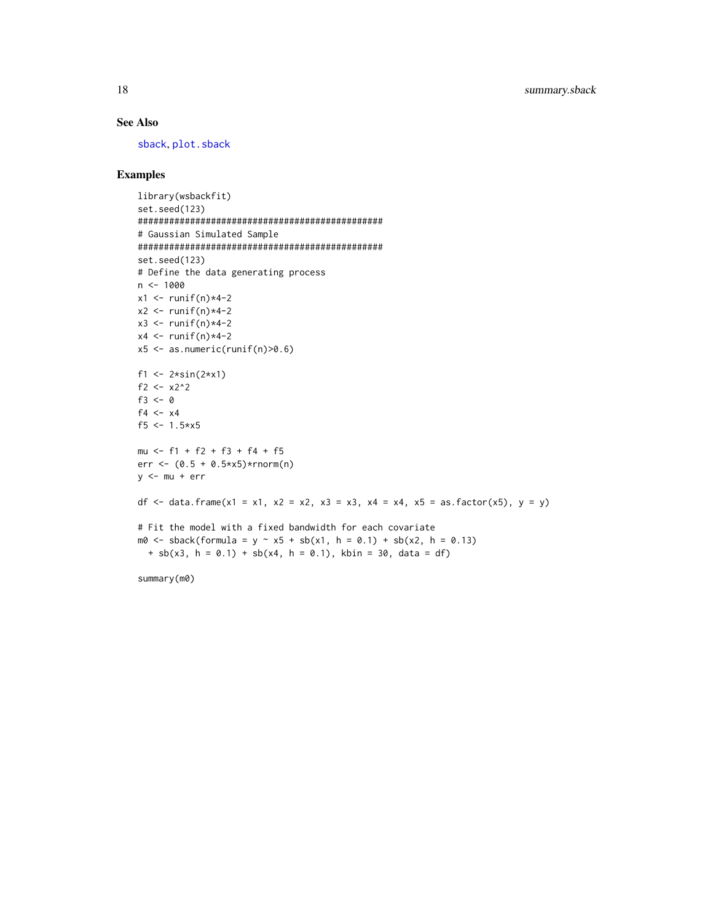## See Also

sback, plot.sback

## Examples

```
library(wsbackfit)
set.seed(123)
#################################################
# Gaussian Simulated Sample
#################################################
set.seed(123)
# Define the data generating process
n <- 1000
x1 <- runif(n)*4-2
x2 <- runif(n)*4-2
x3 <- runif(n)*4-2
x4 <- runif(n)*4-2
x5 <- as.numeric(runif(n)>0.6)

f1 <- 2*sin(2*x1)
f2 <- x2^2
f3 <- 0
f4 <- x4
f5 <- 1.5*x5

mu <- f1 + f2 + f3 + f4 + f5
err <- (0.5 + 0.5*x5)*rnorm(n)
y <- mu + err

df <- data.frame(x1 = x1, x2 = x2, x3 = x3, x4 = x4, x5 = as.factor(x5), y = y)

# Fit the model with a fixed bandwidth for each covariate
m0 <- sback(formula = y ~ x5 + sb(x1, h = 0.1) + sb(x2, h = 0.13)
  + sb(x3, h = 0.1) + sb(x4, h = 0.1), kbin = 30, data = df)

summary(m0)
```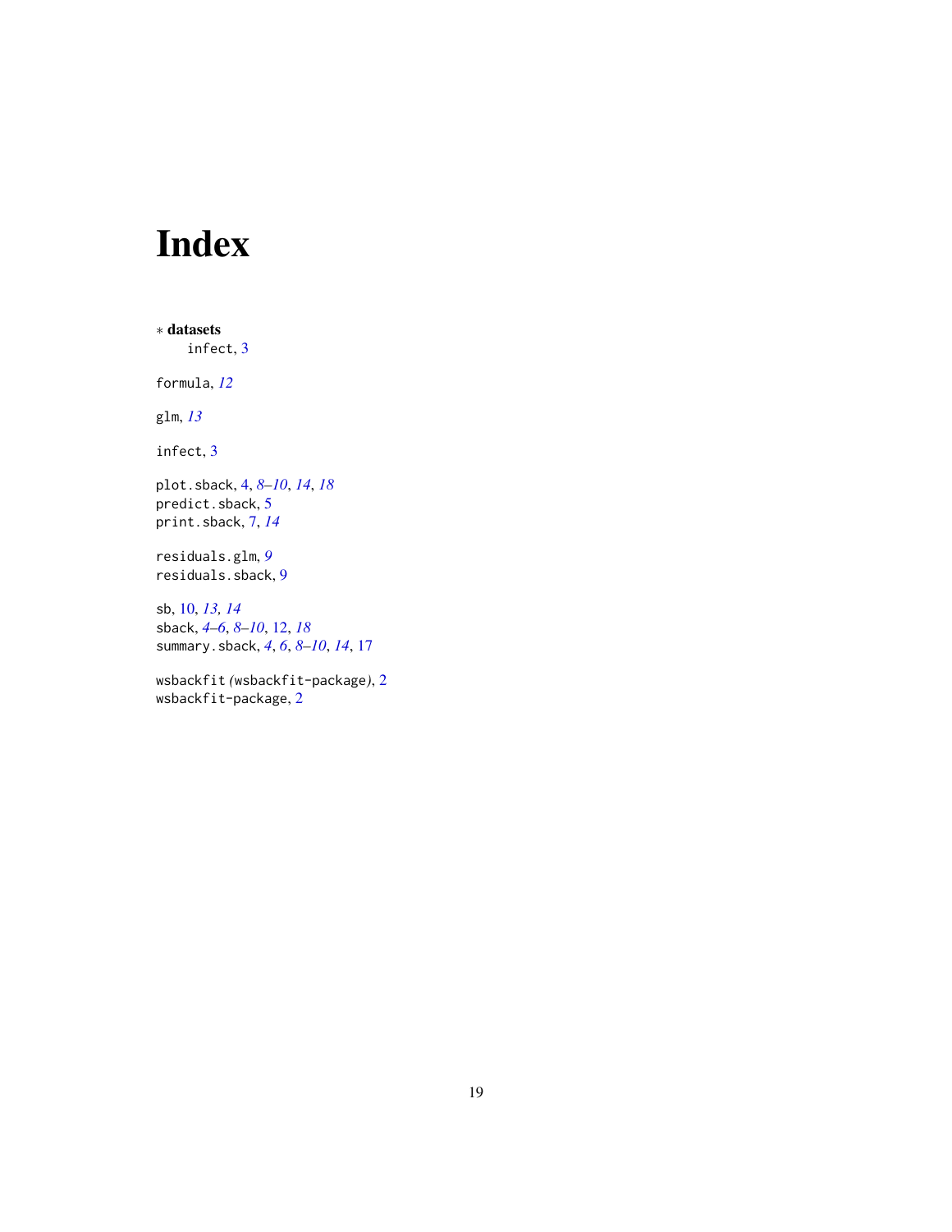# Index

∗ **datasets**
    infect, 3

formula, *12*

glm, *13*

infect, 3

plot.sback, 4, *8–10*, *14*, *18*
predict.sback, 5
print.sback, 7, *14*

residuals.glm, *9*
residuals.sback, 9

sb, 10, *13, 14*
sback, *4–6*, *8–10*, 12, *18*
summary.sback, *4*, *6*, *8–10*, *14*, 17

wsbackfit *(*wsbackfit-package*)*, 2
wsbackfit-package, 2